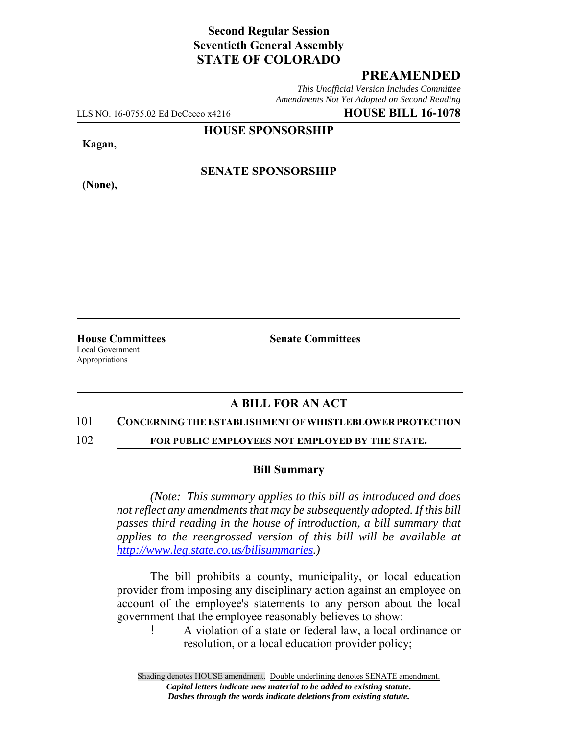**Second Regular Session**
**Seventieth General Assembly**
**STATE OF COLORADO**

# PREAMENDED

*This Unofficial Version Includes Committee Amendments Not Yet Adopted on Second Reading*

LLS NO. 16-0755.02 Ed DeCecco x4216 **HOUSE BILL 16-1078**

**HOUSE SPONSORSHIP**

**Kagan,**

**SENATE SPONSORSHIP**

**(None),**

**House Committees**
Local Government
Appropriations

**Senate Committees**

## A BILL FOR AN ACT

101 **CONCERNING THE ESTABLISHMENT OF WHISTLEBLOWER PROTECTION**
102 **FOR PUBLIC EMPLOYEES NOT EMPLOYED BY THE STATE.**

### Bill Summary

*(Note: This summary applies to this bill as introduced and does not reflect any amendments that may be subsequently adopted. If this bill passes third reading in the house of introduction, a bill summary that applies to the reengrossed version of this bill will be available at http://www.leg.state.co.us/billsummaries.)*

The bill prohibits a county, municipality, or local education provider from imposing any disciplinary action against an employee on account of the employee's statements to any person about the local government that the employee reasonably believes to show:

- A violation of a state or federal law, a local ordinance or resolution, or a local education provider policy;

Shading denotes HOUSE amendment. Double underlining denotes SENATE amendment.
*Capital letters indicate new material to be added to existing statute.*
*Dashes through the words indicate deletions from existing statute.*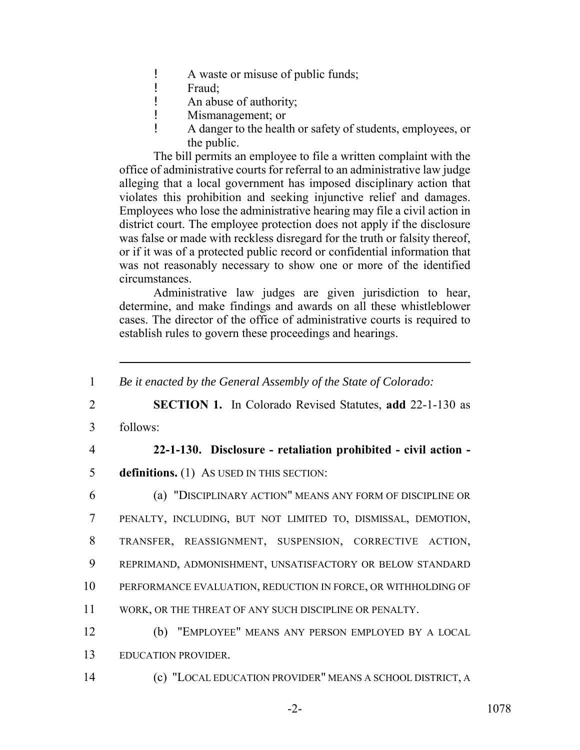- A waste or misuse of public funds;
- Fraud;
- An abuse of authority;
- Mismanagement; or
- A danger to the health or safety of students, employees, or the public.

The bill permits an employee to file a written complaint with the office of administrative courts for referral to an administrative law judge alleging that a local government has imposed disciplinary action that violates this prohibition and seeking injunctive relief and damages. Employees who lose the administrative hearing may file a civil action in district court. The employee protection does not apply if the disclosure was false or made with reckless disregard for the truth or falsity thereof, or if it was of a protected public record or confidential information that was not reasonably necessary to show one or more of the identified circumstances.

Administrative law judges are given jurisdiction to hear, determine, and make findings and awards on all these whistleblower cases. The director of the office of administrative courts is required to establish rules to govern these proceedings and hearings.

---

1 *Be it enacted by the General Assembly of the State of Colorado:*

2 **SECTION 1.** In Colorado Revised Statutes, **add** 22-1-130 as

3 follows:

4 **22-1-130. Disclosure - retaliation prohibited - civil action -**

5 **definitions.** (1) AS USED IN THIS SECTION:

6 (a) "DISCIPLINARY ACTION" MEANS ANY FORM OF DISCIPLINE OR

7 PENALTY, INCLUDING, BUT NOT LIMITED TO, DISMISSAL, DEMOTION,

8 TRANSFER, REASSIGNMENT, SUSPENSION, CORRECTIVE ACTION,

9 REPRIMAND, ADMONISHMENT, UNSATISFACTORY OR BELOW STANDARD

10 PERFORMANCE EVALUATION, REDUCTION IN FORCE, OR WITHHOLDING OF

11 WORK, OR THE THREAT OF ANY SUCH DISCIPLINE OR PENALTY.

12 (b) "EMPLOYEE" MEANS ANY PERSON EMPLOYED BY A LOCAL

13 EDUCATION PROVIDER.

14 (c) "LOCAL EDUCATION PROVIDER" MEANS A SCHOOL DISTRICT, A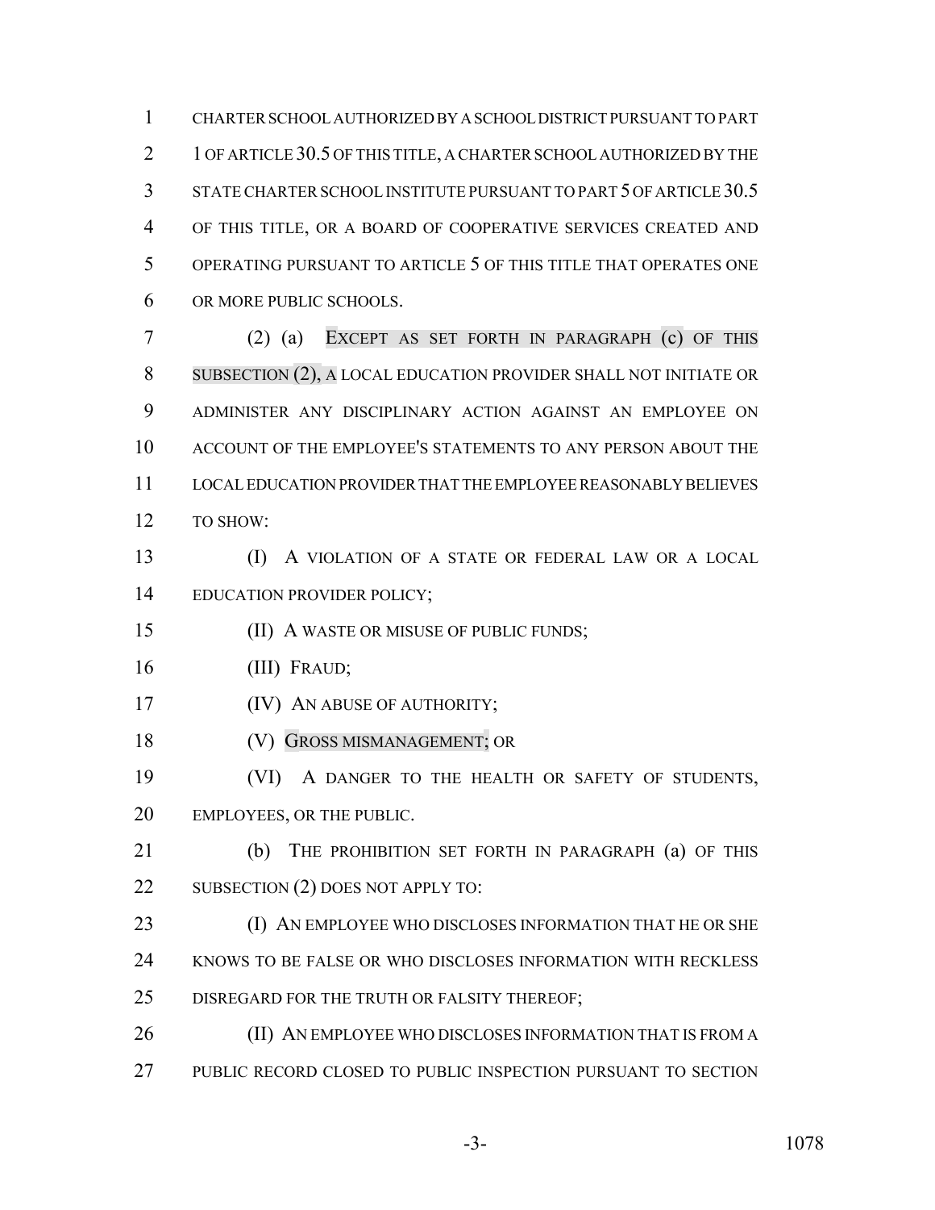CHARTER SCHOOL AUTHORIZED BY A SCHOOL DISTRICT PURSUANT TO PART 1 OF ARTICLE 30.5 OF THIS TITLE, A CHARTER SCHOOL AUTHORIZED BY THE STATE CHARTER SCHOOL INSTITUTE PURSUANT TO PART 5 OF ARTICLE 30.5 OF THIS TITLE, OR A BOARD OF COOPERATIVE SERVICES CREATED AND OPERATING PURSUANT TO ARTICLE 5 OF THIS TITLE THAT OPERATES ONE OR MORE PUBLIC SCHOOLS.

(2) (a) EXCEPT AS SET FORTH IN PARAGRAPH (c) OF THIS SUBSECTION (2), A LOCAL EDUCATION PROVIDER SHALL NOT INITIATE OR ADMINISTER ANY DISCIPLINARY ACTION AGAINST AN EMPLOYEE ON ACCOUNT OF THE EMPLOYEE'S STATEMENTS TO ANY PERSON ABOUT THE LOCAL EDUCATION PROVIDER THAT THE EMPLOYEE REASONABLY BELIEVES TO SHOW:

(I) A VIOLATION OF A STATE OR FEDERAL LAW OR A LOCAL EDUCATION PROVIDER POLICY;

(II) A WASTE OR MISUSE OF PUBLIC FUNDS;

(III) FRAUD;

(IV) AN ABUSE OF AUTHORITY;

(V) GROSS MISMANAGEMENT; OR

(VI) A DANGER TO THE HEALTH OR SAFETY OF STUDENTS, EMPLOYEES, OR THE PUBLIC.

(b) THE PROHIBITION SET FORTH IN PARAGRAPH (a) OF THIS SUBSECTION (2) DOES NOT APPLY TO:

(I) AN EMPLOYEE WHO DISCLOSES INFORMATION THAT HE OR SHE KNOWS TO BE FALSE OR WHO DISCLOSES INFORMATION WITH RECKLESS DISREGARD FOR THE TRUTH OR FALSITY THEREOF;

(II) AN EMPLOYEE WHO DISCLOSES INFORMATION THAT IS FROM A PUBLIC RECORD CLOSED TO PUBLIC INSPECTION PURSUANT TO SECTION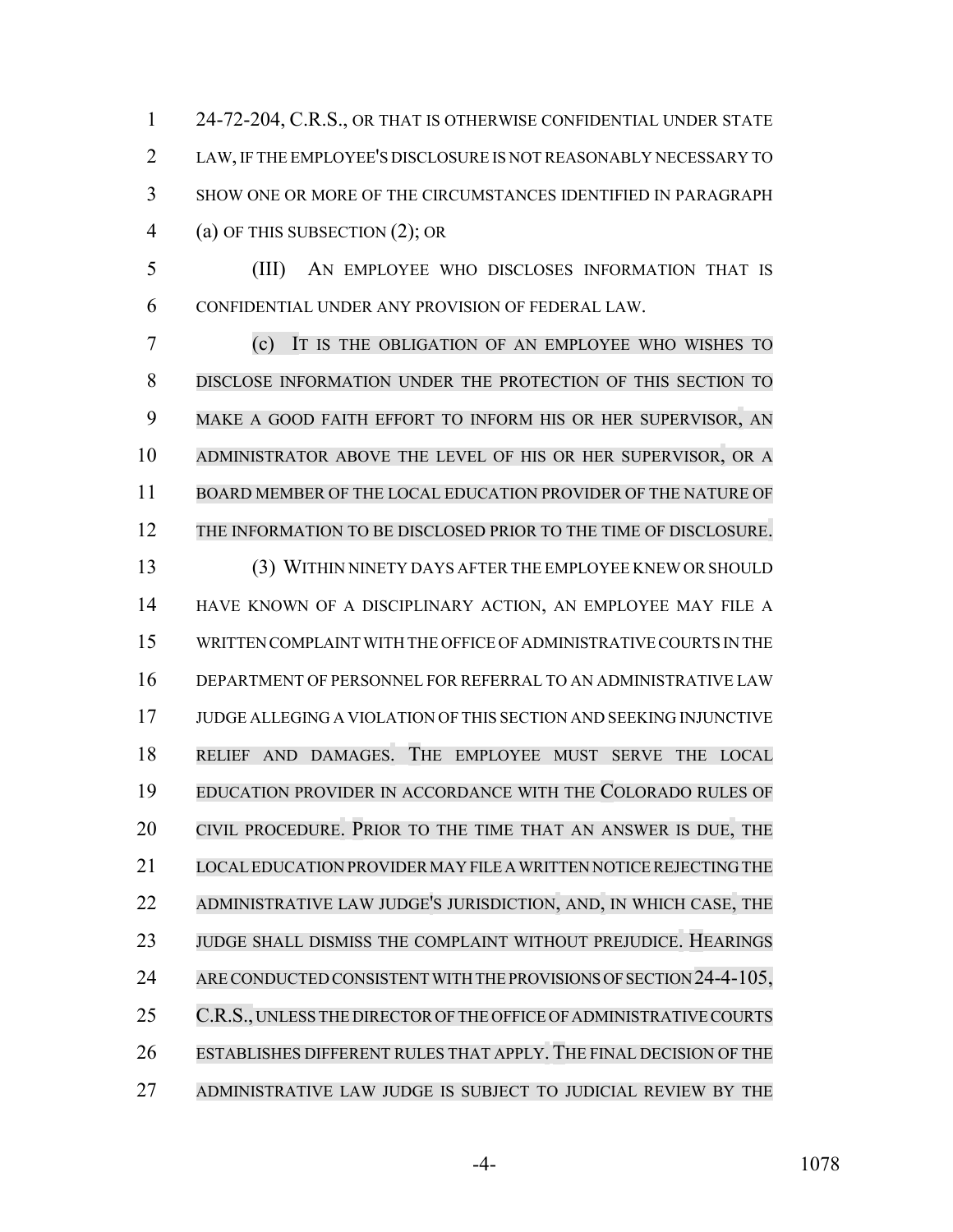24-72-204, C.R.S., OR THAT IS OTHERWISE CONFIDENTIAL UNDER STATE LAW, IF THE EMPLOYEE'S DISCLOSURE IS NOT REASONABLY NECESSARY TO SHOW ONE OR MORE OF THE CIRCUMSTANCES IDENTIFIED IN PARAGRAPH (a) OF THIS SUBSECTION (2); OR

(III) AN EMPLOYEE WHO DISCLOSES INFORMATION THAT IS CONFIDENTIAL UNDER ANY PROVISION OF FEDERAL LAW.

(c) IT IS THE OBLIGATION OF AN EMPLOYEE WHO WISHES TO DISCLOSE INFORMATION UNDER THE PROTECTION OF THIS SECTION TO MAKE A GOOD FAITH EFFORT TO INFORM HIS OR HER SUPERVISOR, AN ADMINISTRATOR ABOVE THE LEVEL OF HIS OR HER SUPERVISOR, OR A BOARD MEMBER OF THE LOCAL EDUCATION PROVIDER OF THE NATURE OF THE INFORMATION TO BE DISCLOSED PRIOR TO THE TIME OF DISCLOSURE.

(3) WITHIN NINETY DAYS AFTER THE EMPLOYEE KNEW OR SHOULD HAVE KNOWN OF A DISCIPLINARY ACTION, AN EMPLOYEE MAY FILE A WRITTEN COMPLAINT WITH THE OFFICE OF ADMINISTRATIVE COURTS IN THE DEPARTMENT OF PERSONNEL FOR REFERRAL TO AN ADMINISTRATIVE LAW JUDGE ALLEGING A VIOLATION OF THIS SECTION AND SEEKING INJUNCTIVE RELIEF AND DAMAGES. THE EMPLOYEE MUST SERVE THE LOCAL EDUCATION PROVIDER IN ACCORDANCE WITH THE COLORADO RULES OF CIVIL PROCEDURE. PRIOR TO THE TIME THAT AN ANSWER IS DUE, THE LOCAL EDUCATION PROVIDER MAY FILE A WRITTEN NOTICE REJECTING THE ADMINISTRATIVE LAW JUDGE'S JURISDICTION, AND, IN WHICH CASE, THE JUDGE SHALL DISMISS THE COMPLAINT WITHOUT PREJUDICE. HEARINGS ARE CONDUCTED CONSISTENT WITH THE PROVISIONS OF SECTION 24-4-105, C.R.S., UNLESS THE DIRECTOR OF THE OFFICE OF ADMINISTRATIVE COURTS ESTABLISHES DIFFERENT RULES THAT APPLY. THE FINAL DECISION OF THE ADMINISTRATIVE LAW JUDGE IS SUBJECT TO JUDICIAL REVIEW BY THE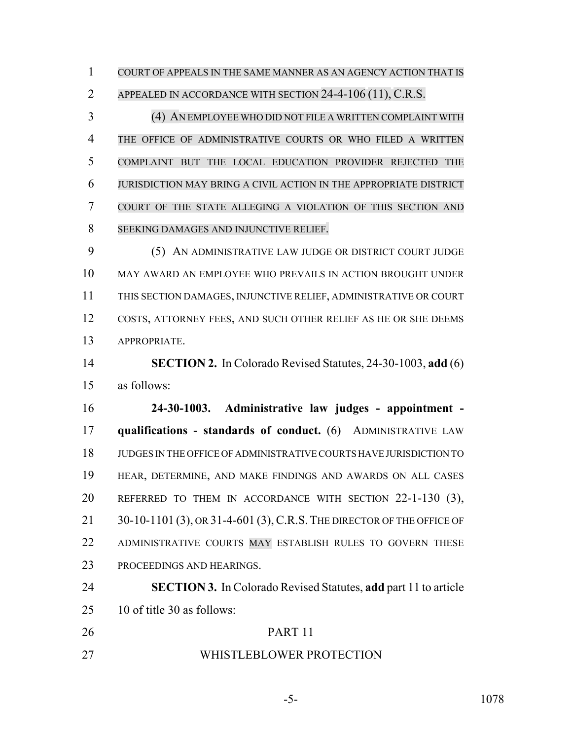COURT OF APPEALS IN THE SAME MANNER AS AN AGENCY ACTION THAT IS APPEALED IN ACCORDANCE WITH SECTION 24-4-106 (11), C.R.S.

(4) AN EMPLOYEE WHO DID NOT FILE A WRITTEN COMPLAINT WITH THE OFFICE OF ADMINISTRATIVE COURTS OR WHO FILED A WRITTEN COMPLAINT BUT THE LOCAL EDUCATION PROVIDER REJECTED THE JURISDICTION MAY BRING A CIVIL ACTION IN THE APPROPRIATE DISTRICT COURT OF THE STATE ALLEGING A VIOLATION OF THIS SECTION AND SEEKING DAMAGES AND INJUNCTIVE RELIEF.

(5) AN ADMINISTRATIVE LAW JUDGE OR DISTRICT COURT JUDGE MAY AWARD AN EMPLOYEE WHO PREVAILS IN ACTION BROUGHT UNDER THIS SECTION DAMAGES, INJUNCTIVE RELIEF, ADMINISTRATIVE OR COURT COSTS, ATTORNEY FEES, AND SUCH OTHER RELIEF AS HE OR SHE DEEMS APPROPRIATE.

**SECTION 2.** In Colorado Revised Statutes, 24-30-1003, **add** (6) as follows:

**24-30-1003. Administrative law judges - appointment - qualifications - standards of conduct.** (6) ADMINISTRATIVE LAW JUDGES IN THE OFFICE OF ADMINISTRATIVE COURTS HAVE JURISDICTION TO HEAR, DETERMINE, AND MAKE FINDINGS AND AWARDS ON ALL CASES REFERRED TO THEM IN ACCORDANCE WITH SECTION 22-1-130 (3), 30-10-1101 (3), OR 31-4-601 (3), C.R.S. THE DIRECTOR OF THE OFFICE OF ADMINISTRATIVE COURTS MAY ESTABLISH RULES TO GOVERN THESE PROCEEDINGS AND HEARINGS.

**SECTION 3.** In Colorado Revised Statutes, **add** part 11 to article 10 of title 30 as follows:

PART 11

WHISTLEBLOWER PROTECTION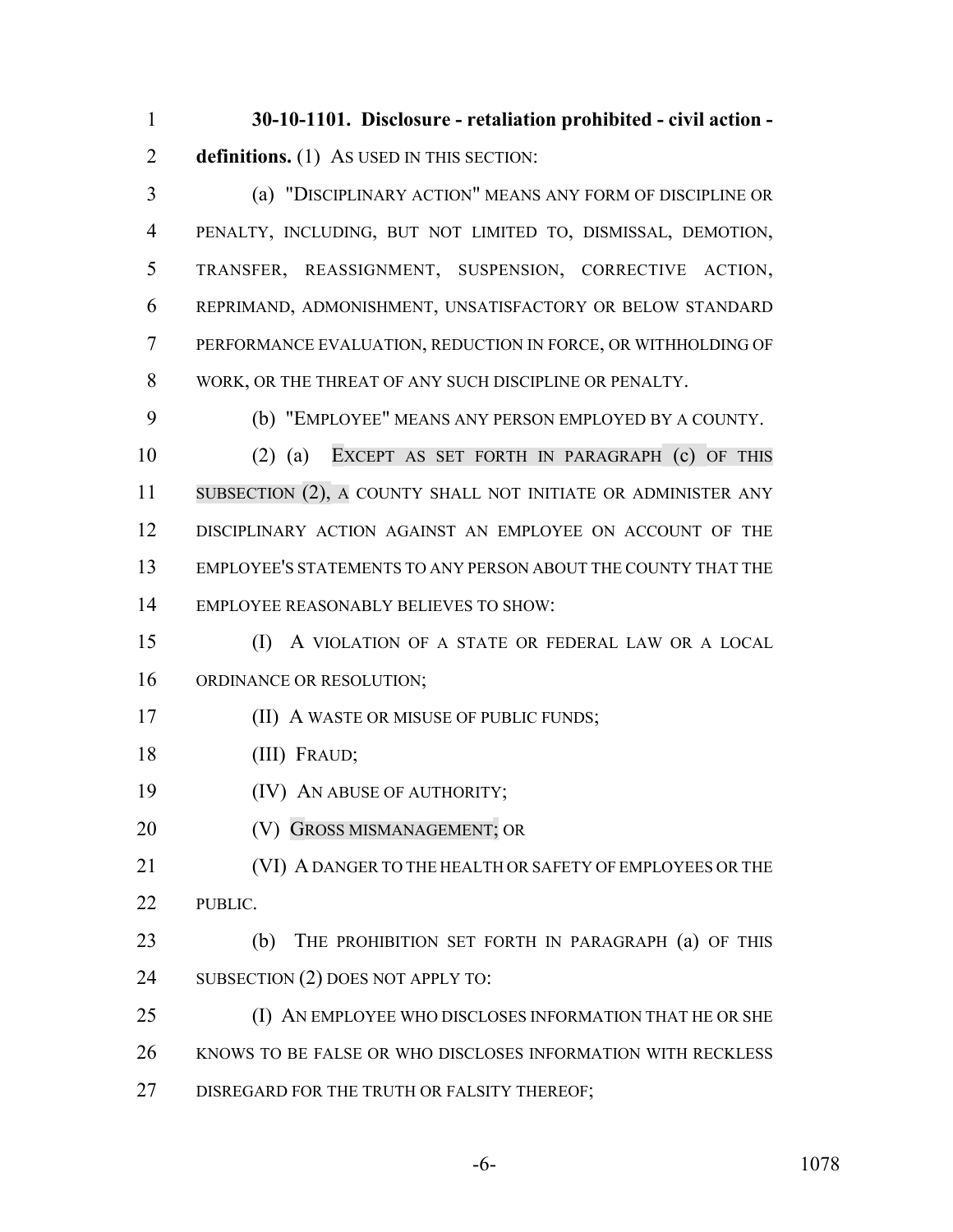**30-10-1101. Disclosure - retaliation prohibited - civil action - definitions.** (1) AS USED IN THIS SECTION:

(a) "DISCIPLINARY ACTION" MEANS ANY FORM OF DISCIPLINE OR PENALTY, INCLUDING, BUT NOT LIMITED TO, DISMISSAL, DEMOTION, TRANSFER, REASSIGNMENT, SUSPENSION, CORRECTIVE ACTION, REPRIMAND, ADMONISHMENT, UNSATISFACTORY OR BELOW STANDARD PERFORMANCE EVALUATION, REDUCTION IN FORCE, OR WITHHOLDING OF WORK, OR THE THREAT OF ANY SUCH DISCIPLINE OR PENALTY.

(b) "EMPLOYEE" MEANS ANY PERSON EMPLOYED BY A COUNTY.

(2) (a) EXCEPT AS SET FORTH IN PARAGRAPH (c) OF THIS SUBSECTION (2), A COUNTY SHALL NOT INITIATE OR ADMINISTER ANY DISCIPLINARY ACTION AGAINST AN EMPLOYEE ON ACCOUNT OF THE EMPLOYEE'S STATEMENTS TO ANY PERSON ABOUT THE COUNTY THAT THE EMPLOYEE REASONABLY BELIEVES TO SHOW:

(I) A VIOLATION OF A STATE OR FEDERAL LAW OR A LOCAL ORDINANCE OR RESOLUTION;

(II) A WASTE OR MISUSE OF PUBLIC FUNDS;

(III) FRAUD;

(IV) AN ABUSE OF AUTHORITY;

(V) GROSS MISMANAGEMENT; OR

(VI) A DANGER TO THE HEALTH OR SAFETY OF EMPLOYEES OR THE PUBLIC.

(b) THE PROHIBITION SET FORTH IN PARAGRAPH (a) OF THIS SUBSECTION (2) DOES NOT APPLY TO:

(I) AN EMPLOYEE WHO DISCLOSES INFORMATION THAT HE OR SHE KNOWS TO BE FALSE OR WHO DISCLOSES INFORMATION WITH RECKLESS DISREGARD FOR THE TRUTH OR FALSITY THEREOF;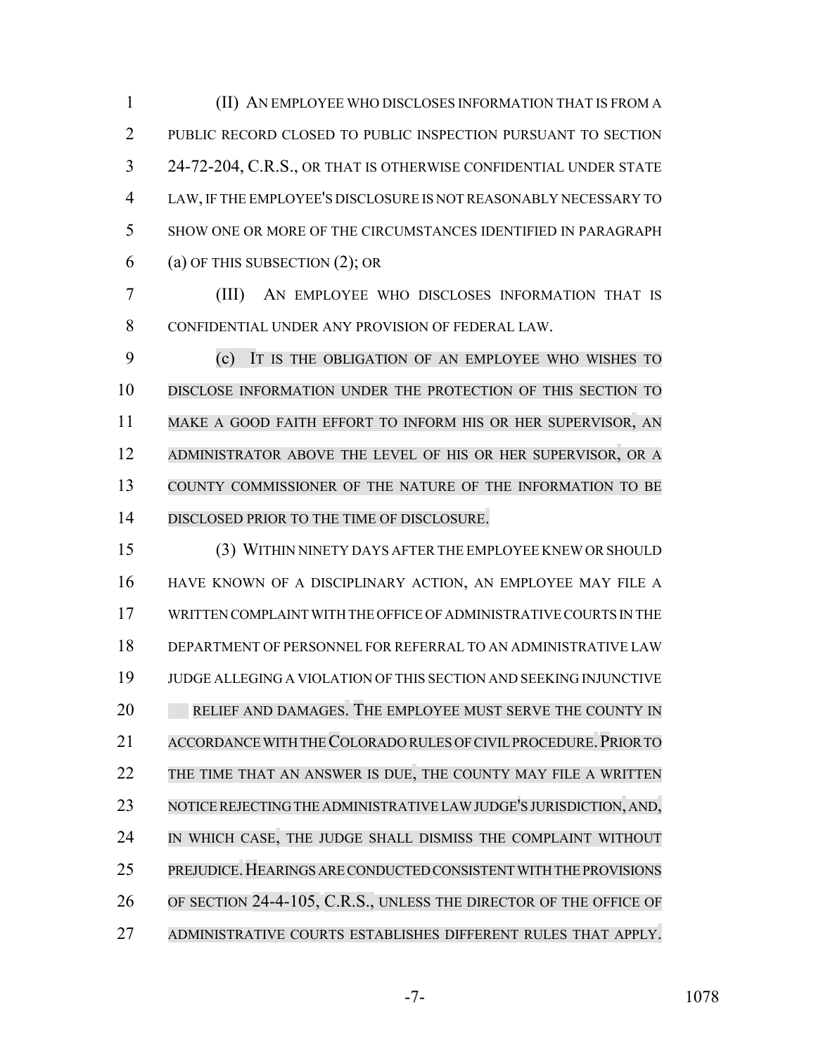(II) AN EMPLOYEE WHO DISCLOSES INFORMATION THAT IS FROM A PUBLIC RECORD CLOSED TO PUBLIC INSPECTION PURSUANT TO SECTION 24-72-204, C.R.S., OR THAT IS OTHERWISE CONFIDENTIAL UNDER STATE LAW, IF THE EMPLOYEE'S DISCLOSURE IS NOT REASONABLY NECESSARY TO SHOW ONE OR MORE OF THE CIRCUMSTANCES IDENTIFIED IN PARAGRAPH (a) OF THIS SUBSECTION (2); OR

(III) AN EMPLOYEE WHO DISCLOSES INFORMATION THAT IS CONFIDENTIAL UNDER ANY PROVISION OF FEDERAL LAW.

(c) IT IS THE OBLIGATION OF AN EMPLOYEE WHO WISHES TO DISCLOSE INFORMATION UNDER THE PROTECTION OF THIS SECTION TO MAKE A GOOD FAITH EFFORT TO INFORM HIS OR HER SUPERVISOR, AN ADMINISTRATOR ABOVE THE LEVEL OF HIS OR HER SUPERVISOR, OR A COUNTY COMMISSIONER OF THE NATURE OF THE INFORMATION TO BE DISCLOSED PRIOR TO THE TIME OF DISCLOSURE.

(3) WITHIN NINETY DAYS AFTER THE EMPLOYEE KNEW OR SHOULD HAVE KNOWN OF A DISCIPLINARY ACTION, AN EMPLOYEE MAY FILE A WRITTEN COMPLAINT WITH THE OFFICE OF ADMINISTRATIVE COURTS IN THE DEPARTMENT OF PERSONNEL FOR REFERRAL TO AN ADMINISTRATIVE LAW JUDGE ALLEGING A VIOLATION OF THIS SECTION AND SEEKING INJUNCTIVE RELIEF AND DAMAGES. THE EMPLOYEE MUST SERVE THE COUNTY IN ACCORDANCE WITH THE COLORADO RULES OF CIVIL PROCEDURE. PRIOR TO THE TIME THAT AN ANSWER IS DUE, THE COUNTY MAY FILE A WRITTEN NOTICE REJECTING THE ADMINISTRATIVE LAW JUDGE'S JURISDICTION, AND, IN WHICH CASE, THE JUDGE SHALL DISMISS THE COMPLAINT WITHOUT PREJUDICE. HEARINGS ARE CONDUCTED CONSISTENT WITH THE PROVISIONS OF SECTION 24-4-105, C.R.S., UNLESS THE DIRECTOR OF THE OFFICE OF ADMINISTRATIVE COURTS ESTABLISHES DIFFERENT RULES THAT APPLY.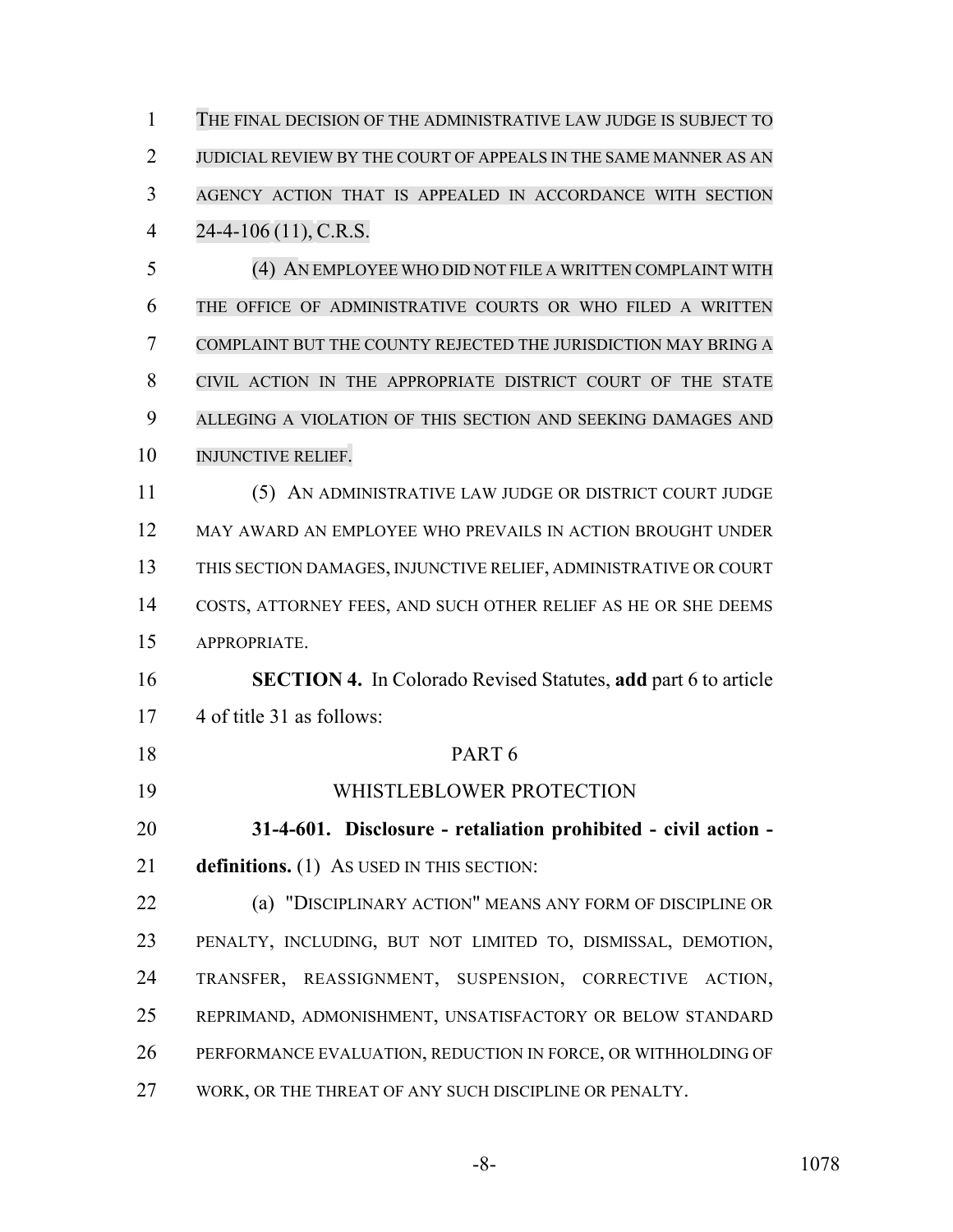THE FINAL DECISION OF THE ADMINISTRATIVE LAW JUDGE IS SUBJECT TO JUDICIAL REVIEW BY THE COURT OF APPEALS IN THE SAME MANNER AS AN AGENCY ACTION THAT IS APPEALED IN ACCORDANCE WITH SECTION 24-4-106 (11), C.R.S.

(4) AN EMPLOYEE WHO DID NOT FILE A WRITTEN COMPLAINT WITH THE OFFICE OF ADMINISTRATIVE COURTS OR WHO FILED A WRITTEN COMPLAINT BUT THE COUNTY REJECTED THE JURISDICTION MAY BRING A CIVIL ACTION IN THE APPROPRIATE DISTRICT COURT OF THE STATE ALLEGING A VIOLATION OF THIS SECTION AND SEEKING DAMAGES AND INJUNCTIVE RELIEF.

(5) AN ADMINISTRATIVE LAW JUDGE OR DISTRICT COURT JUDGE MAY AWARD AN EMPLOYEE WHO PREVAILS IN ACTION BROUGHT UNDER THIS SECTION DAMAGES, INJUNCTIVE RELIEF, ADMINISTRATIVE OR COURT COSTS, ATTORNEY FEES, AND SUCH OTHER RELIEF AS HE OR SHE DEEMS APPROPRIATE.

**SECTION 4.** In Colorado Revised Statutes, **add** part 6 to article 4 of title 31 as follows:

PART 6

WHISTLEBLOWER PROTECTION

**31-4-601. Disclosure - retaliation prohibited - civil action - definitions.** (1) AS USED IN THIS SECTION:

(a) "DISCIPLINARY ACTION" MEANS ANY FORM OF DISCIPLINE OR PENALTY, INCLUDING, BUT NOT LIMITED TO, DISMISSAL, DEMOTION, TRANSFER, REASSIGNMENT, SUSPENSION, CORRECTIVE ACTION, REPRIMAND, ADMONISHMENT, UNSATISFACTORY OR BELOW STANDARD PERFORMANCE EVALUATION, REDUCTION IN FORCE, OR WITHHOLDING OF WORK, OR THE THREAT OF ANY SUCH DISCIPLINE OR PENALTY.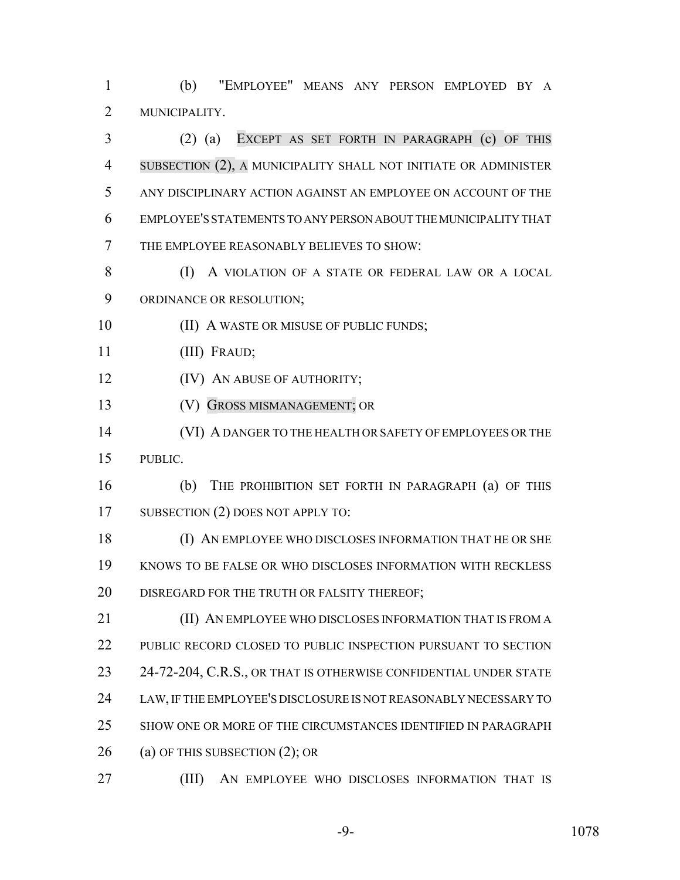(b) "EMPLOYEE" MEANS ANY PERSON EMPLOYED BY A MUNICIPALITY.

(2) (a) EXCEPT AS SET FORTH IN PARAGRAPH (c) OF THIS SUBSECTION (2), A MUNICIPALITY SHALL NOT INITIATE OR ADMINISTER ANY DISCIPLINARY ACTION AGAINST AN EMPLOYEE ON ACCOUNT OF THE EMPLOYEE'S STATEMENTS TO ANY PERSON ABOUT THE MUNICIPALITY THAT THE EMPLOYEE REASONABLY BELIEVES TO SHOW:

(I) A VIOLATION OF A STATE OR FEDERAL LAW OR A LOCAL ORDINANCE OR RESOLUTION;

(II) A WASTE OR MISUSE OF PUBLIC FUNDS;

(III) FRAUD;

(IV) AN ABUSE OF AUTHORITY;

(V) GROSS MISMANAGEMENT; OR

(VI) A DANGER TO THE HEALTH OR SAFETY OF EMPLOYEES OR THE PUBLIC.

(b) THE PROHIBITION SET FORTH IN PARAGRAPH (a) OF THIS SUBSECTION (2) DOES NOT APPLY TO:

(I) AN EMPLOYEE WHO DISCLOSES INFORMATION THAT HE OR SHE KNOWS TO BE FALSE OR WHO DISCLOSES INFORMATION WITH RECKLESS DISREGARD FOR THE TRUTH OR FALSITY THEREOF;

(II) AN EMPLOYEE WHO DISCLOSES INFORMATION THAT IS FROM A PUBLIC RECORD CLOSED TO PUBLIC INSPECTION PURSUANT TO SECTION 24-72-204, C.R.S., OR THAT IS OTHERWISE CONFIDENTIAL UNDER STATE LAW, IF THE EMPLOYEE'S DISCLOSURE IS NOT REASONABLY NECESSARY TO SHOW ONE OR MORE OF THE CIRCUMSTANCES IDENTIFIED IN PARAGRAPH (a) OF THIS SUBSECTION (2); OR

(III) AN EMPLOYEE WHO DISCLOSES INFORMATION THAT IS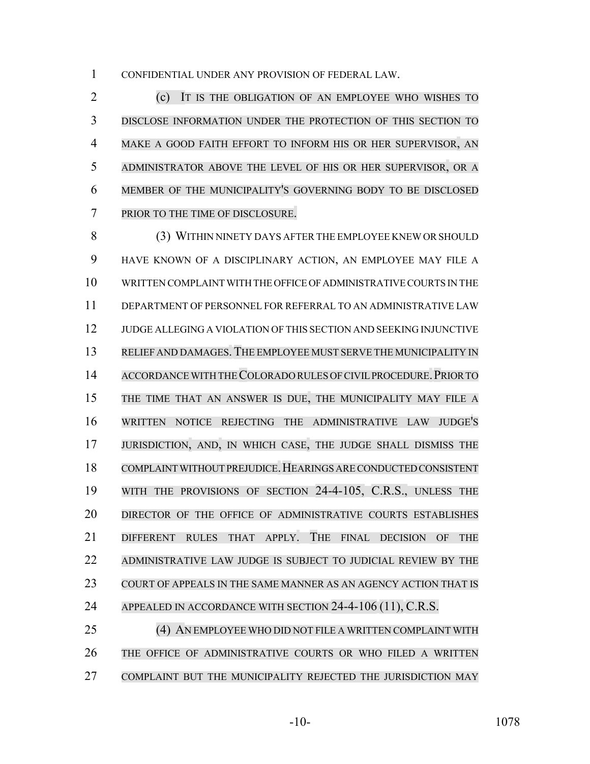CONFIDENTIAL UNDER ANY PROVISION OF FEDERAL LAW.

(c) IT IS THE OBLIGATION OF AN EMPLOYEE WHO WISHES TO DISCLOSE INFORMATION UNDER THE PROTECTION OF THIS SECTION TO MAKE A GOOD FAITH EFFORT TO INFORM HIS OR HER SUPERVISOR, AN ADMINISTRATOR ABOVE THE LEVEL OF HIS OR HER SUPERVISOR, OR A MEMBER OF THE MUNICIPALITY'S GOVERNING BODY TO BE DISCLOSED PRIOR TO THE TIME OF DISCLOSURE.

(3) WITHIN NINETY DAYS AFTER THE EMPLOYEE KNEW OR SHOULD HAVE KNOWN OF A DISCIPLINARY ACTION, AN EMPLOYEE MAY FILE A WRITTEN COMPLAINT WITH THE OFFICE OF ADMINISTRATIVE COURTS IN THE DEPARTMENT OF PERSONNEL FOR REFERRAL TO AN ADMINISTRATIVE LAW JUDGE ALLEGING A VIOLATION OF THIS SECTION AND SEEKING INJUNCTIVE RELIEF AND DAMAGES. THE EMPLOYEE MUST SERVE THE MUNICIPALITY IN ACCORDANCE WITH THE COLORADO RULES OF CIVIL PROCEDURE. PRIOR TO THE TIME THAT AN ANSWER IS DUE, THE MUNICIPALITY MAY FILE A WRITTEN NOTICE REJECTING THE ADMINISTRATIVE LAW JUDGE'S JURISDICTION, AND, IN WHICH CASE, THE JUDGE SHALL DISMISS THE COMPLAINT WITHOUT PREJUDICE. HEARINGS ARE CONDUCTED CONSISTENT WITH THE PROVISIONS OF SECTION 24-4-105, C.R.S., UNLESS THE DIRECTOR OF THE OFFICE OF ADMINISTRATIVE COURTS ESTABLISHES DIFFERENT RULES THAT APPLY. THE FINAL DECISION OF THE ADMINISTRATIVE LAW JUDGE IS SUBJECT TO JUDICIAL REVIEW BY THE COURT OF APPEALS IN THE SAME MANNER AS AN AGENCY ACTION THAT IS APPEALED IN ACCORDANCE WITH SECTION 24-4-106 (11), C.R.S.

(4) AN EMPLOYEE WHO DID NOT FILE A WRITTEN COMPLAINT WITH THE OFFICE OF ADMINISTRATIVE COURTS OR WHO FILED A WRITTEN COMPLAINT BUT THE MUNICIPALITY REJECTED THE JURISDICTION MAY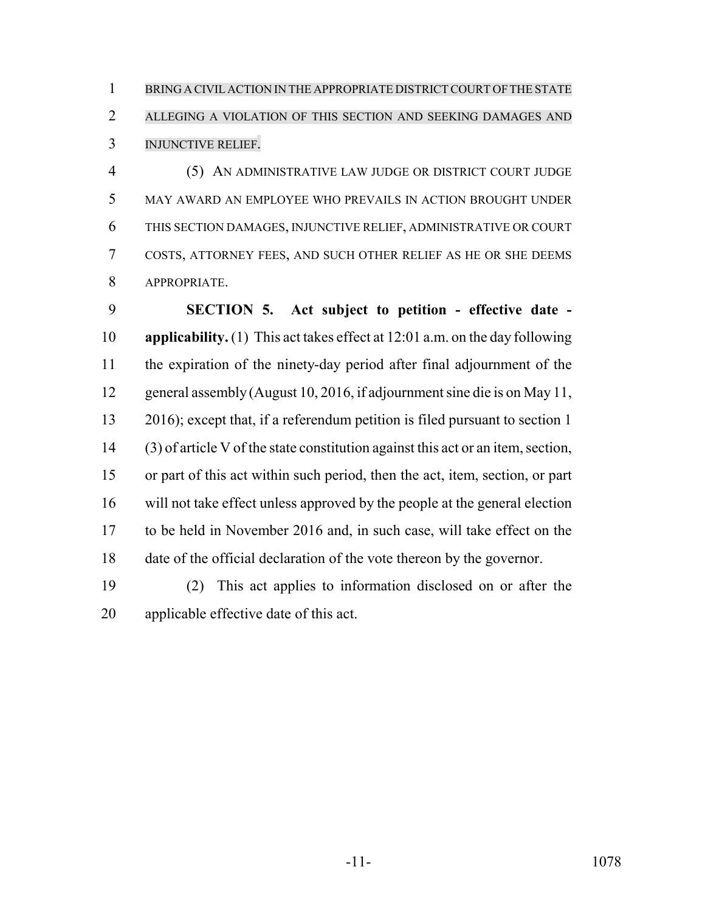BRING A CIVIL ACTION IN THE APPROPRIATE DISTRICT COURT OF THE STATE ALLEGING A VIOLATION OF THIS SECTION AND SEEKING DAMAGES AND INJUNCTIVE RELIEF.

(5) AN ADMINISTRATIVE LAW JUDGE OR DISTRICT COURT JUDGE MAY AWARD AN EMPLOYEE WHO PREVAILS IN ACTION BROUGHT UNDER THIS SECTION DAMAGES, INJUNCTIVE RELIEF, ADMINISTRATIVE OR COURT COSTS, ATTORNEY FEES, AND SUCH OTHER RELIEF AS HE OR SHE DEEMS APPROPRIATE.

**SECTION 5. Act subject to petition - effective date - applicability.** (1) This act takes effect at 12:01 a.m. on the day following the expiration of the ninety-day period after final adjournment of the general assembly (August 10, 2016, if adjournment sine die is on May 11, 2016); except that, if a referendum petition is filed pursuant to section 1 (3) of article V of the state constitution against this act or an item, section, or part of this act within such period, then the act, item, section, or part will not take effect unless approved by the people at the general election to be held in November 2016 and, in such case, will take effect on the date of the official declaration of the vote thereon by the governor.

(2) This act applies to information disclosed on or after the applicable effective date of this act.